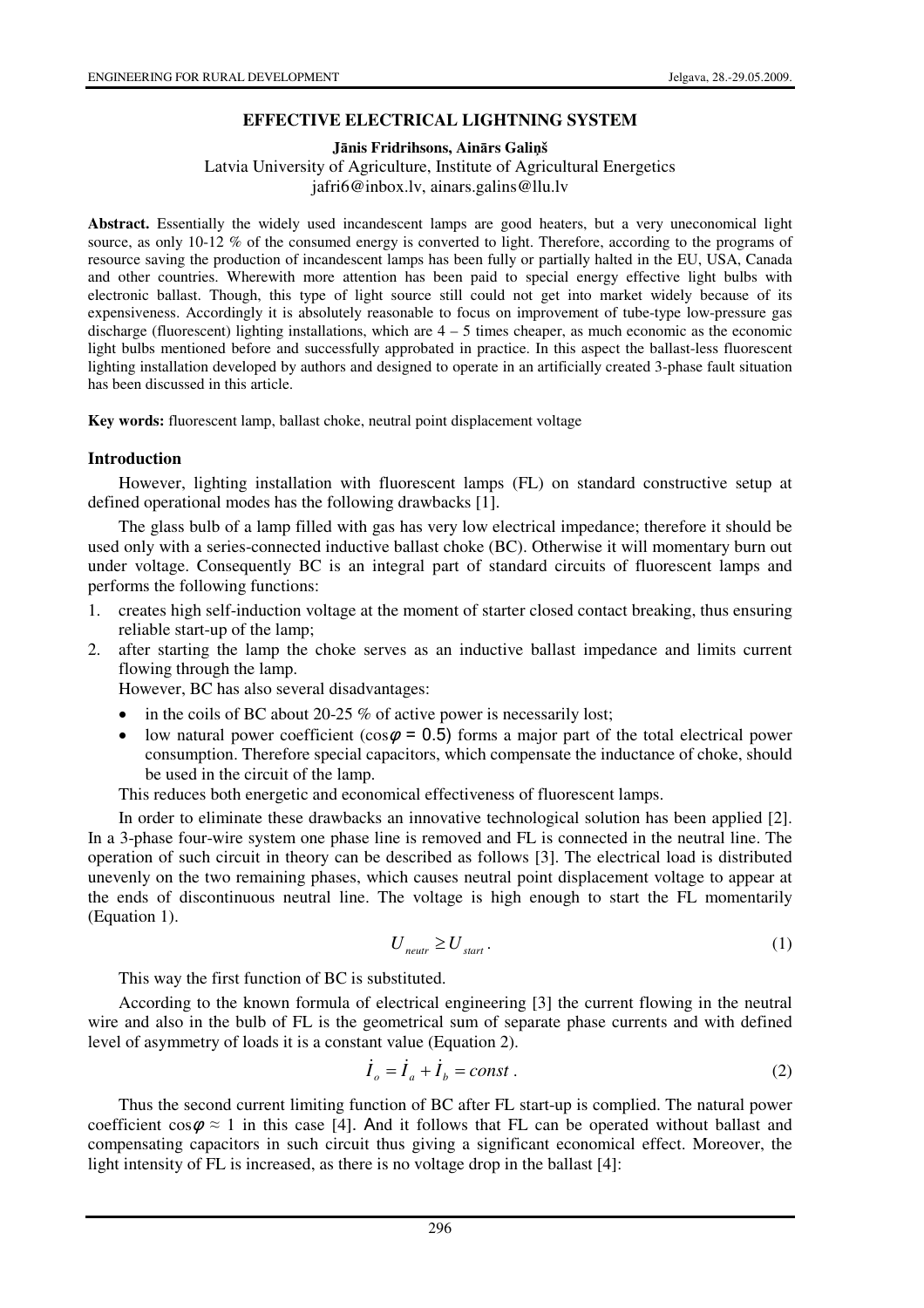# EFFECTIVE ELECTRICAL LIGHTNING SYSTEM

**Jānis Fridrihsons, Ainārs Galiņš**

Latvia University of Agriculture, Institute of Agricultural Energetics

jafri6@inbox.lv, ainars.galins@llu.lv

**Abstract.** Essentially the widely used incandescent lamps are good heaters, but a very uneconomical light source, as only 10-12 % of the consumed energy is converted to light. Therefore, according to the programs of resource saving the production of incandescent lamps has been fully or partially halted in the EU, USA, Canada and other countries. Wherewith more attention has been paid to special energy effective light bulbs with electronic ballast. Though, this type of light source still could not get into market widely because of its expensiveness. Accordingly it is absolutely reasonable to focus on improvement of tube-type low-pressure gas discharge (fluorescent) lighting installations, which are 4 – 5 times cheaper, as much economic as the economic light bulbs mentioned before and successfully approbated in practice. In this aspect the ballast-less fluorescent lighting installation developed by authors and designed to operate in an artificially created 3-phase fault situation has been discussed in this article.

**Key words:** fluorescent lamp, ballast choke, neutral point displacement voltage

## Introduction

However, lighting installation with fluorescent lamps (FL) on standard constructive setup at defined operational modes has the following drawbacks [1].

The glass bulb of a lamp filled with gas has very low electrical impedance; therefore it should be used only with a series-connected inductive ballast choke (BC). Otherwise it will momentary burn out under voltage. Consequently BC is an integral part of standard circuits of fluorescent lamps and performs the following functions:

1. creates high self-induction voltage at the moment of starter closed contact breaking, thus ensuring reliable start-up of the lamp;
2. after starting the lamp the choke serves as an inductive ballast impedance and limits current flowing through the lamp.

However, BC has also several disadvantages:

- in the coils of BC about 20-25 % of active power is necessarily lost;
- low natural power coefficient ($\cos\varphi = 0.5$) forms a major part of the total electrical power consumption. Therefore special capacitors, which compensate the inductance of choke, should be used in the circuit of the lamp.

This reduces both energetic and economical effectiveness of fluorescent lamps.

In order to eliminate these drawbacks an innovative technological solution has been applied [2]. In a 3-phase four-wire system one phase line is removed and FL is connected in the neutral line. The operation of such circuit in theory can be described as follows [3]. The electrical load is distributed unevenly on the two remaining phases, which causes neutral point displacement voltage to appear at the ends of discontinuous neutral line. The voltage is high enough to start the FL momentarily (Equation 1).

$$U_{neutr} \geq U_{start}. \tag{1}$$

This way the first function of BC is substituted.

According to the known formula of electrical engineering [3] the current flowing in the neutral wire and also in the bulb of FL is the geometrical sum of separate phase currents and with defined level of asymmetry of loads it is a constant value (Equation 2).

$$\dot{I}_o = \dot{I}_a + \dot{I}_b = const. \tag{2}$$

Thus the second current limiting function of BC after FL start-up is complied. The natural power coefficient $\cos\varphi \approx 1$ in this case [4]. And it follows that FL can be operated without ballast and compensating capacitors in such circuit thus giving a significant economical effect. Moreover, the light intensity of FL is increased, as there is no voltage drop in the ballast [4]: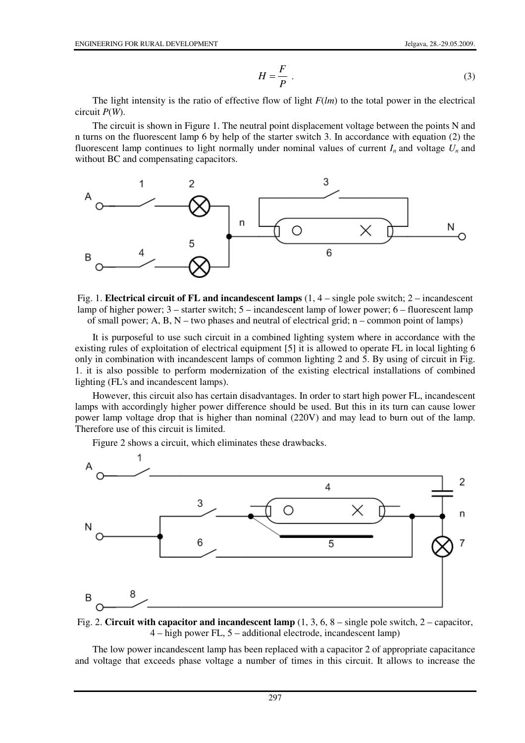$$H = \frac{F}{P} \ . \tag{3}$$

The light intensity is the ratio of effective flow of light $F(lm)$ to the total power in the electrical circuit $P(W)$.

The circuit is shown in Figure 1. The neutral point displacement voltage between the points N and n turns on the fluorescent lamp 6 by help of the starter switch 3. In accordance with equation (2) the fluorescent lamp continues to light normally under nominal values of current $I_n$ and voltage $U_n$ and without BC and compensating capacitors.

Fig. 1. **Electrical circuit of FL and incandescent lamps** (1, 4 – single pole switch; 2 – incandescent lamp of higher power; 3 – starter switch; 5 – incandescent lamp of lower power; 6 – fluorescent lamp of small power; A, B, N – two phases and neutral of electrical grid; n – common point of lamps)

It is purposeful to use such circuit in a combined lighting system where in accordance with the existing rules of exploitation of electrical equipment [5] it is allowed to operate FL in local lighting 6 only in combination with incandescent lamps of common lighting 2 and 5. By using of circuit in Fig. 1. it is also possible to perform modernization of the existing electrical installations of combined lighting (FL's and incandescent lamps).

However, this circuit also has certain disadvantages. In order to start high power FL, incandescent lamps with accordingly higher power difference should be used. But this in its turn can cause lower power lamp voltage drop that is higher than nominal (220V) and may lead to burn out of the lamp. Therefore use of this circuit is limited.

Figure 2 shows a circuit, which eliminates these drawbacks.

Fig. 2. **Circuit with capacitor and incandescent lamp** (1, 3, 6, 8 – single pole switch, 2 – capacitor, 4 – high power FL, 5 – additional electrode, incandescent lamp)

The low power incandescent lamp has been replaced with a capacitor 2 of appropriate capacitance and voltage that exceeds phase voltage a number of times in this circuit. It allows to increase the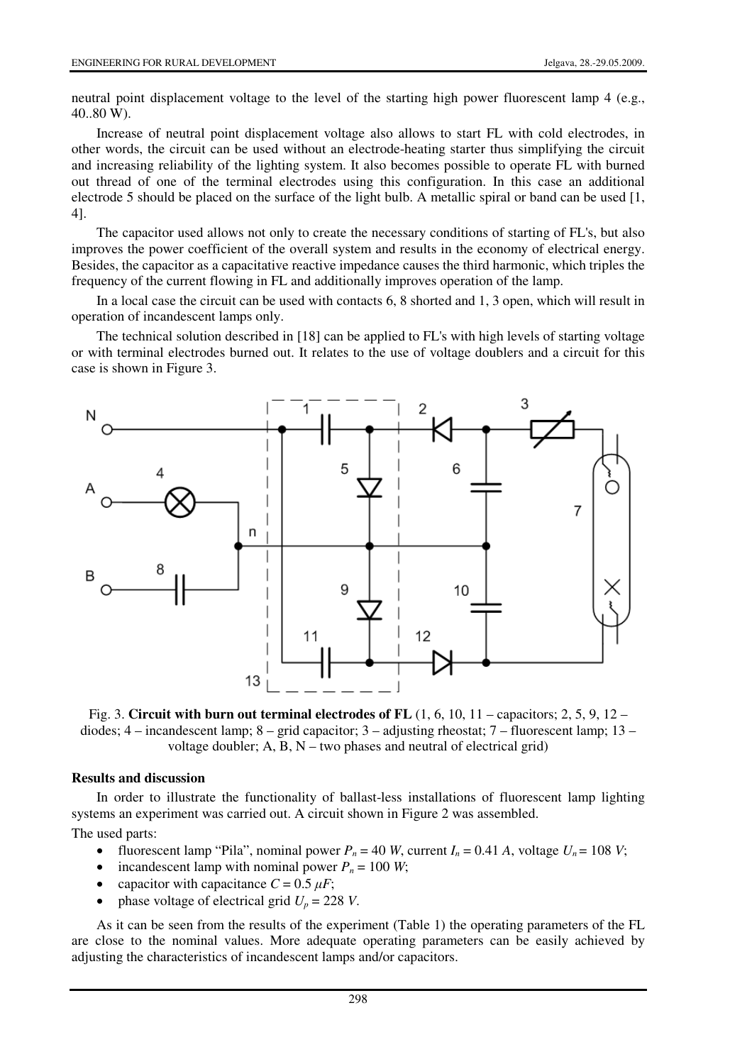neutral point displacement voltage to the level of the starting high power fluorescent lamp 4 (e.g., 40..80 W).

Increase of neutral point displacement voltage also allows to start FL with cold electrodes, in other words, the circuit can be used without an electrode-heating starter thus simplifying the circuit and increasing reliability of the lighting system. It also becomes possible to operate FL with burned out thread of one of the terminal electrodes using this configuration. In this case an additional electrode 5 should be placed on the surface of the light bulb. A metallic spiral or band can be used [1, 4].

The capacitor used allows not only to create the necessary conditions of starting of FL's, but also improves the power coefficient of the overall system and results in the economy of electrical energy. Besides, the capacitor as a capacitative reactive impedance causes the third harmonic, which triples the frequency of the current flowing in FL and additionally improves operation of the lamp.

In a local case the circuit can be used with contacts 6, 8 shorted and 1, 3 open, which will result in operation of incandescent lamps only.

The technical solution described in [18] can be applied to FL's with high levels of starting voltage or with terminal electrodes burned out. It relates to the use of voltage doublers and a circuit for this case is shown in Figure 3.

Fig. 3. **Circuit with burn out terminal electrodes of FL** (1, 6, 10, 11 – capacitors; 2, 5, 9, 12 – diodes; 4 – incandescent lamp; 8 – grid capacitor; 3 – adjusting rheostat; 7 – fluorescent lamp; 13 – voltage doubler; A, B, N – two phases and neutral of electrical grid)

### Results and discussion

In order to illustrate the functionality of ballast-less installations of fluorescent lamp lighting systems an experiment was carried out. A circuit shown in Figure 2 was assembled.

The used parts:

- fluorescent lamp "Pila", nominal power $P_n = 40$ *W*, current $I_n = 0.41$ *A*, voltage $U_n = 108$ *V*;
- incandescent lamp with nominal power $P_n = 100$ *W*;
- capacitor with capacitance $C = 0.5$ *μF*;
- phase voltage of electrical grid $U_p = 228$ *V*.

As it can be seen from the results of the experiment (Table 1) the operating parameters of the FL are close to the nominal values. More adequate operating parameters can be easily achieved by adjusting the characteristics of incandescent lamps and/or capacitors.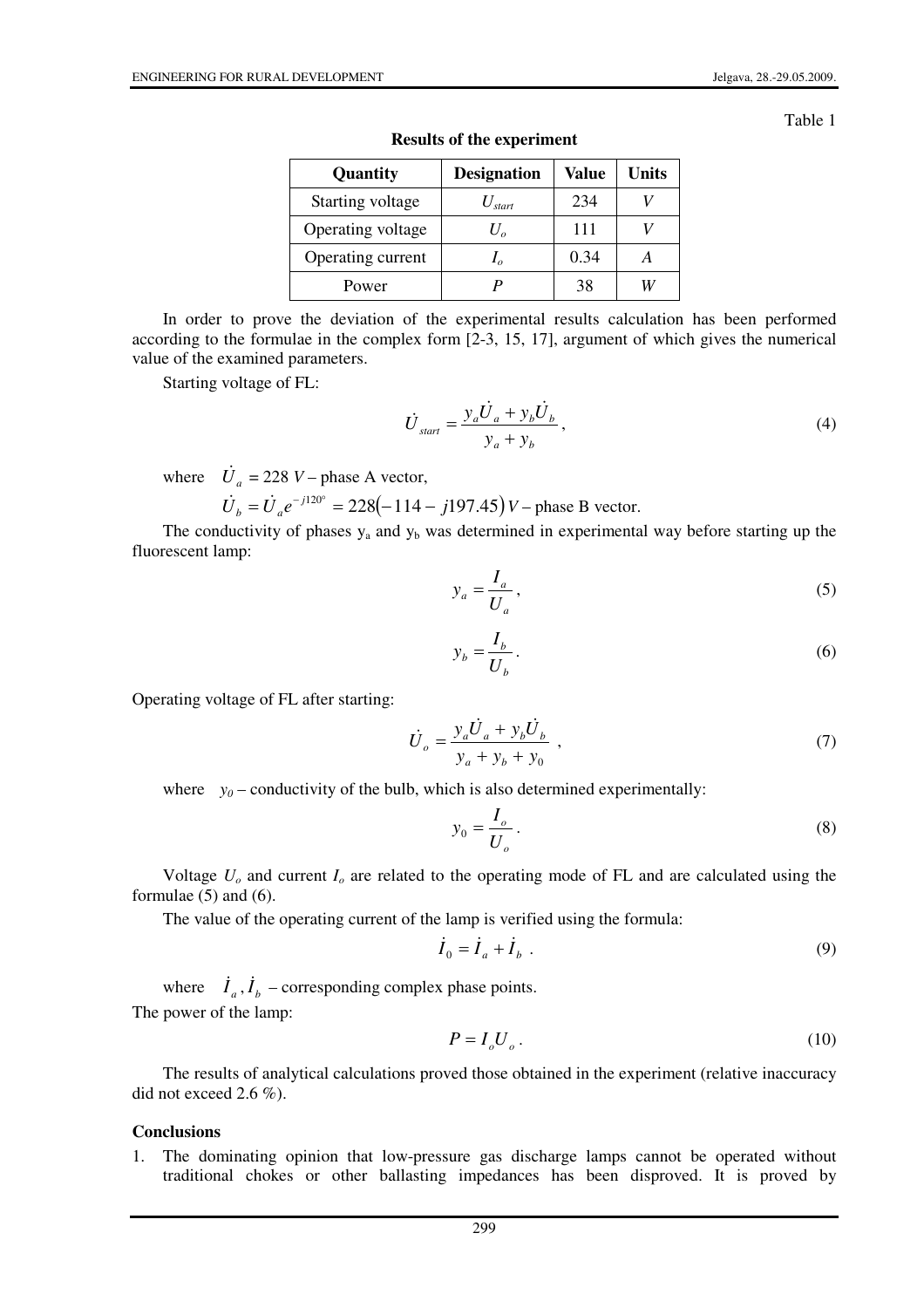Table 1

**Results of the experiment**

| Quantity | Designation | Value | Units |
|---|---|---|---|
| Starting voltage | $U_{start}$ | 234 | $V$ |
| Operating voltage | $U_o$ | 111 | $V$ |
| Operating current | $I_o$ | 0.34 | $A$ |
| Power | $P$ | 38 | $W$ |

In order to prove the deviation of the experimental results calculation has been performed according to the formulae in the complex form [2-3, 15, 17], argument of which gives the numerical value of the examined parameters.

Starting voltage of FL:

$$\dot{U}_{start} = \frac{y_a \dot{U}_a + y_b \dot{U}_b}{y_a + y_b}, \tag{4}$$

where $\dot{U}_a = 228\ V$ – phase A vector,

$\dot{U}_b = \dot{U}_a e^{-j120^\circ} = 228(-114 - j197.45)\ V$ – phase B vector.

The conductivity of phases $y_a$ and $y_b$ was determined in experimental way before starting up the fluorescent lamp:

$$y_a = \frac{I_a}{U_a}, \tag{5}$$

$$y_b = \frac{I_b}{U_b}. \tag{6}$$

Operating voltage of FL after starting:

$$\dot{U}_o = \frac{y_a \dot{U}_a + y_b \dot{U}_b}{y_a + y_b + y_0}, \tag{7}$$

where $y_0$ – conductivity of the bulb, which is also determined experimentally:

$$y_0 = \frac{I_o}{U_o}. \tag{8}$$

Voltage $U_o$ and current $I_o$ are related to the operating mode of FL and are calculated using the formulae (5) and (6).

The value of the operating current of the lamp is verified using the formula:

$$\dot{I}_0 = \dot{I}_a + \dot{I}_b. \tag{9}$$

where $\dot{I}_a, \dot{I}_b$ – corresponding complex phase points.

The power of the lamp:

$$P = I_o U_o. \tag{10}$$

The results of analytical calculations proved those obtained in the experiment (relative inaccuracy did not exceed 2.6 %).

**Conclusions**

1. The dominating opinion that low-pressure gas discharge lamps cannot be operated without traditional chokes or other ballasting impedances has been disproved. It is proved by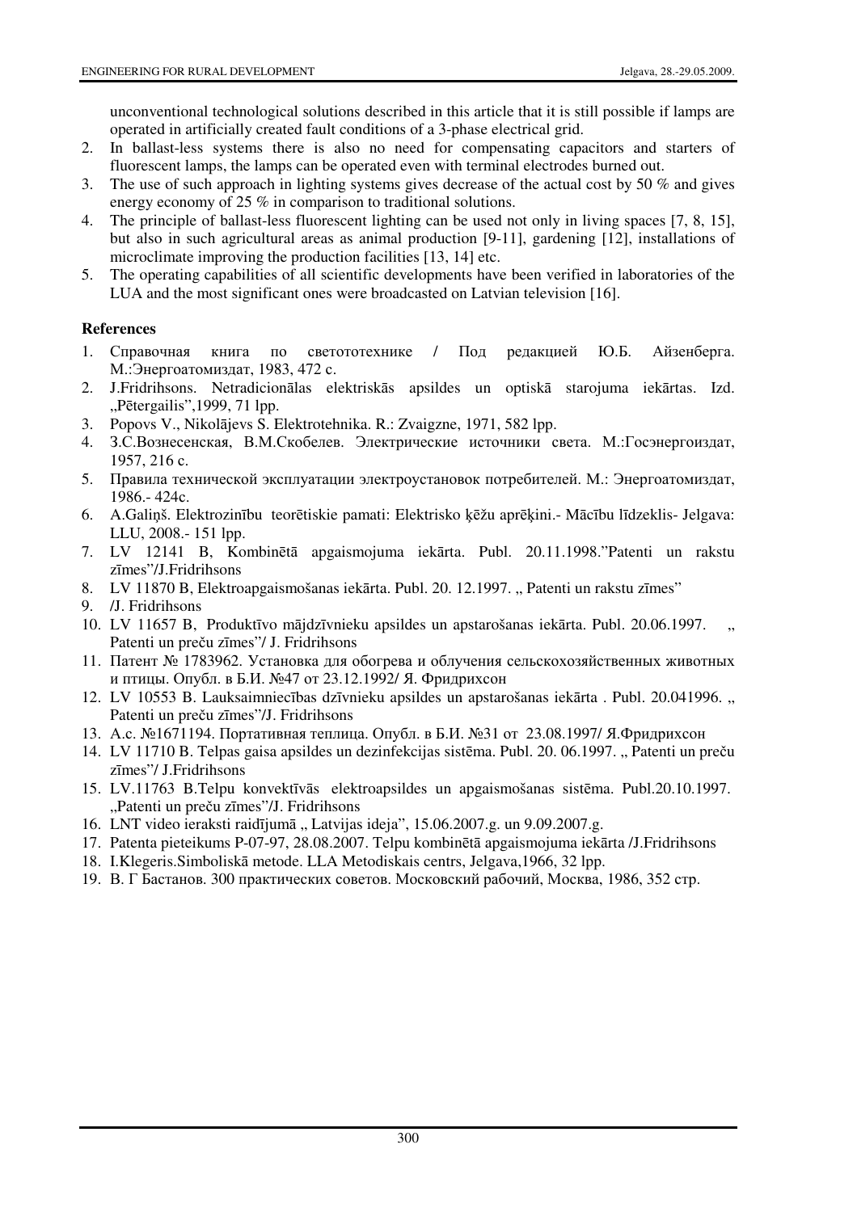unconventional technological solutions described in this article that it is still possible if lamps are operated in artificially created fault conditions of a 3-phase electrical grid.

2. In ballast-less systems there is also no need for compensating capacitors and starters of fluorescent lamps, the lamps can be operated even with terminal electrodes burned out.
3. The use of such approach in lighting systems gives decrease of the actual cost by 50 % and gives energy economy of 25 % in comparison to traditional solutions.
4. The principle of ballast-less fluorescent lighting can be used not only in living spaces [7, 8, 15], but also in such agricultural areas as animal production [9-11], gardening [12], installations of microclimate improving the production facilities [13, 14] etc.
5. The operating capabilities of all scientific developments have been verified in laboratories of the LUA and the most significant ones were broadcasted on Latvian television [16].

## References

1. Справочная книга по светототехнике / Под редакцией Ю.Б. Айзенберга. М.:Энергоатомиздат, 1983, 472 с.
2. J.Fridrihsons. Netradicionālas elektriskās apsildes un optiskā starojuma iekārtas. Izd. „Pētergailis",1999, 71 lpp.
3. Popovs V., Nikolājevs S. Elektrotehnika. R.: Zvaigzne, 1971, 582 lpp.
4. З.С.Вознесенская, В.М.Скобелев. Электрические источники света. М.:Госэнергоиздат, 1957, 216 с.
5. Правила технической эксплуатации электроустановок потребителей. М.: Энергоатомиздат, 1986.- 424с.
6. A.Galiņš. Elektrozinību teorētiskie pamati: Elektrisko ķēžu aprēķini.- Mācību līdzeklis- Jelgava: LLU, 2008.- 151 lpp.
7. LV 12141 B, Kombinētā apgaismojuma iekārta. Publ. 20.11.1998."Patenti un rakstu zīmes"/J.Fridrihsons
8. LV 11870 B, Elektroapgaismošanas iekārta. Publ. 20. 12.1997. „ Patenti un rakstu zīmes"
9. /J. Fridrihsons
10. LV 11657 B, Produktīvo mājdzīvnieku apsildes un apstarošanas iekārta. Publ. 20.06.1997. „ Patenti un preču zīmes"/ J. Fridrihsons
11. Патент № 1783962. Установка для обогрева и облучения сельскохозяйственных животных и птицы. Опубл. в Б.И. №47 от 23.12.1992/ Я. Фридрихсон
12. LV 10553 B. Lauksaimniecības dzīvnieku apsildes un apstarošanas iekārta . Publ. 20.041996. „ Patenti un preču zīmes"/J. Fridrihsons
13. А.с. №1671194. Портативная теплица. Опубл. в Б.И. №31 от 23.08.1997/ Я.Фридрихсон
14. LV 11710 B. Telpas gaisa apsildes un dezinfekcijas sistēma. Publ. 20. 06.1997. „ Patenti un preču zīmes"/ J.Fridrihsons
15. LV.11763 B.Telpu konvektīvās elektroapsildes un apgaismošanas sistēma. Publ.20.10.1997. „Patenti un preču zīmes"/J. Fridrihsons
16. LNT video ieraksti raidījumā „ Latvijas ideja", 15.06.2007.g. un 9.09.2007.g.
17. Patenta pieteikums P-07-97, 28.08.2007. Telpu kombinētā apgaismojuma iekārta /J.Fridrihsons
18. I.Klegeris.Simboliskā metode. LLA Metodiskais centrs, Jelgava,1966, 32 lpp.
19. В. Г Бастанов. 300 практических советов. Московский рабочий, Москва, 1986, 352 стр.